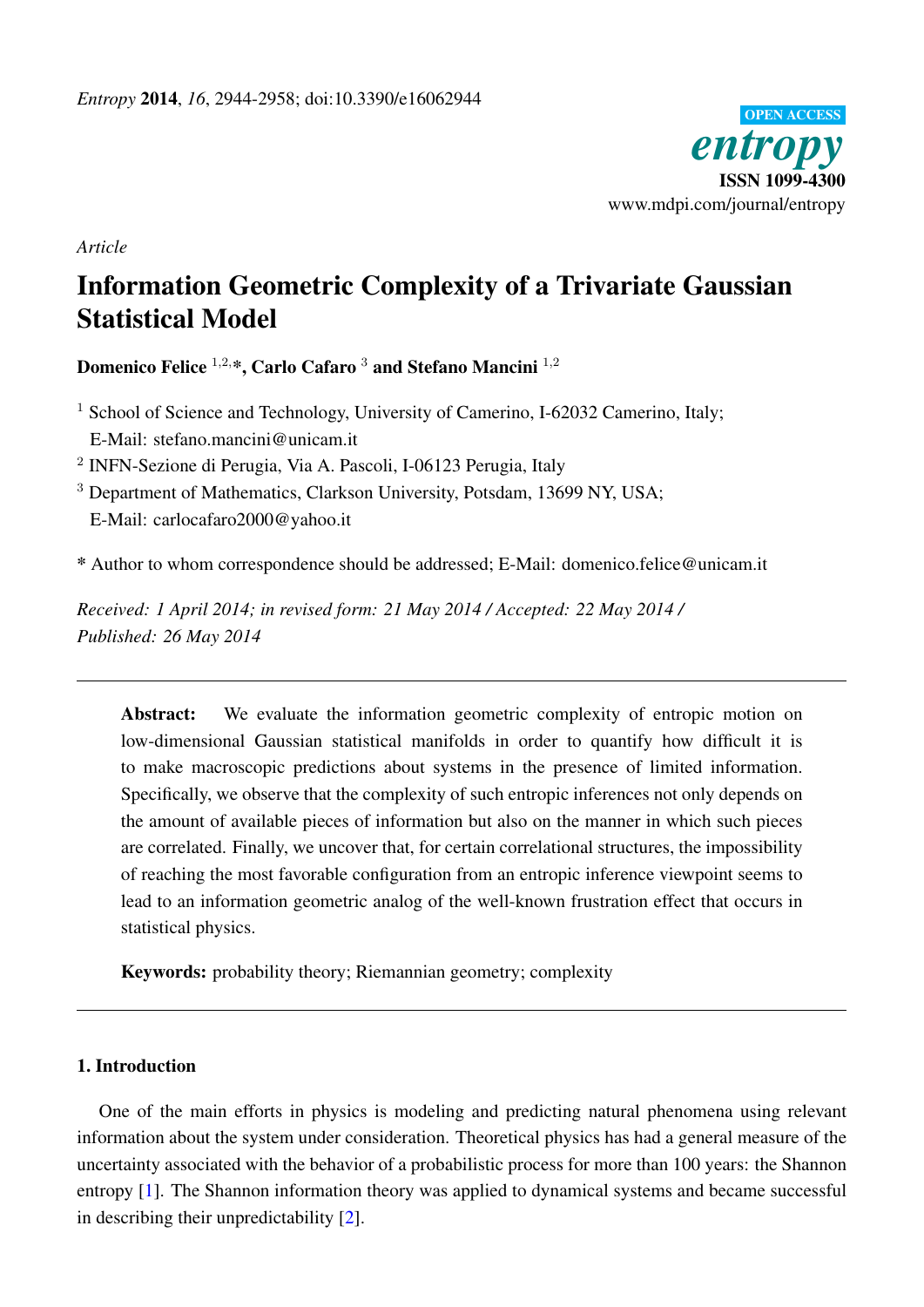*Article*

# Information Geometric Complexity of a Trivariate Gaussian Statistical Model

**Domenico Felice [1,2,*], Carlo Cafaro [3] and Stefano Mancini [1,2]**

[1] School of Science and Technology, University of Camerino, I-62032 Camerino, Italy; E-Mail: stefano.mancini@unicam.it

[2] INFN-Sezione di Perugia, Via A. Pascoli, I-06123 Perugia, Italy

[3] Department of Mathematics, Clarkson University, Potsdam, 13699 NY, USA; E-Mail: carlocafaro2000@yahoo.it

* Author to whom correspondence should be addressed; E-Mail: domenico.felice@unicam.it

*Received: 1 April 2014; in revised form: 21 May 2014 / Accepted: 22 May 2014 / Published: 26 May 2014*

---

**Abstract:** We evaluate the information geometric complexity of entropic motion on low-dimensional Gaussian statistical manifolds in order to quantify how difficult it is to make macroscopic predictions about systems in the presence of limited information. Specifically, we observe that the complexity of such entropic inferences not only depends on the amount of available pieces of information but also on the manner in which such pieces are correlated. Finally, we uncover that, for certain correlational structures, the impossibility of reaching the most favorable configuration from an entropic inference viewpoint seems to lead to an information geometric analog of the well-known frustration effect that occurs in statistical physics.

**Keywords:** probability theory; Riemannian geometry; complexity

---

## 1. Introduction

One of the main efforts in physics is modeling and predicting natural phenomena using relevant information about the system under consideration. Theoretical physics has had a general measure of the uncertainty associated with the behavior of a probabilistic process for more than 100 years: the Shannon entropy [1]. The Shannon information theory was applied to dynamical systems and became successful in describing their unpredictability [2].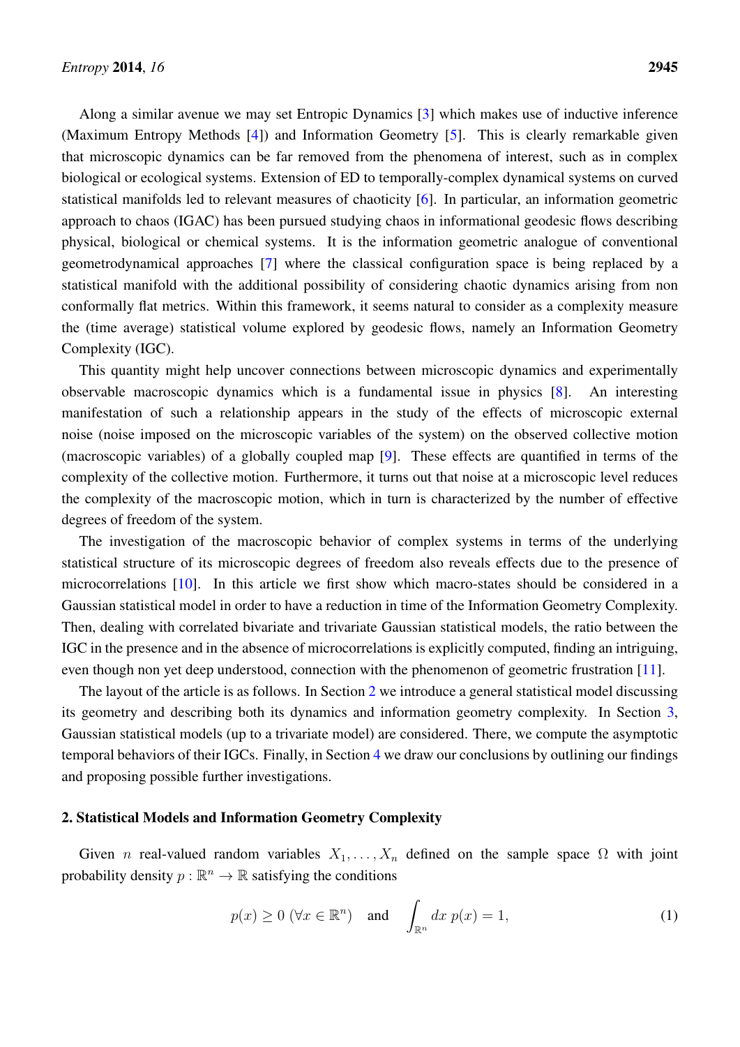Along a similar avenue we may set Entropic Dynamics [3] which makes use of inductive inference (Maximum Entropy Methods [4]) and Information Geometry [5]. This is clearly remarkable given that microscopic dynamics can be far removed from the phenomena of interest, such as in complex biological or ecological systems. Extension of ED to temporally-complex dynamical systems on curved statistical manifolds led to relevant measures of chaoticity [6]. In particular, an information geometric approach to chaos (IGAC) has been pursued studying chaos in informational geodesic flows describing physical, biological or chemical systems. It is the information geometric analogue of conventional geometrodynamical approaches [7] where the classical configuration space is being replaced by a statistical manifold with the additional possibility of considering chaotic dynamics arising from non conformally flat metrics. Within this framework, it seems natural to consider as a complexity measure the (time average) statistical volume explored by geodesic flows, namely an Information Geometry Complexity (IGC).

This quantity might help uncover connections between microscopic dynamics and experimentally observable macroscopic dynamics which is a fundamental issue in physics [8]. An interesting manifestation of such a relationship appears in the study of the effects of microscopic external noise (noise imposed on the microscopic variables of the system) on the observed collective motion (macroscopic variables) of a globally coupled map [9]. These effects are quantified in terms of the complexity of the collective motion. Furthermore, it turns out that noise at a microscopic level reduces the complexity of the macroscopic motion, which in turn is characterized by the number of effective degrees of freedom of the system.

The investigation of the macroscopic behavior of complex systems in terms of the underlying statistical structure of its microscopic degrees of freedom also reveals effects due to the presence of microcorrelations [10]. In this article we first show which macro-states should be considered in a Gaussian statistical model in order to have a reduction in time of the Information Geometry Complexity. Then, dealing with correlated bivariate and trivariate Gaussian statistical models, the ratio between the IGC in the presence and in the absence of microcorrelations is explicitly computed, finding an intriguing, even though non yet deep understood, connection with the phenomenon of geometric frustration [11].

The layout of the article is as follows. In Section 2 we introduce a general statistical model discussing its geometry and describing both its dynamics and information geometry complexity. In Section 3, Gaussian statistical models (up to a trivariate model) are considered. There, we compute the asymptotic temporal behaviors of their IGCs. Finally, in Section 4 we draw our conclusions by outlining our findings and proposing possible further investigations.

## 2. Statistical Models and Information Geometry Complexity

Given $n$ real-valued random variables $X_1, \ldots, X_n$ defined on the sample space $\Omega$ with joint probability density $p : \mathbb{R}^n \to \mathbb{R}$ satisfying the conditions

$$p(x) \geq 0 \;(\forall x \in \mathbb{R}^n) \quad \text{and} \quad \int_{\mathbb{R}^n} dx\, p(x) = 1, \tag{1}$$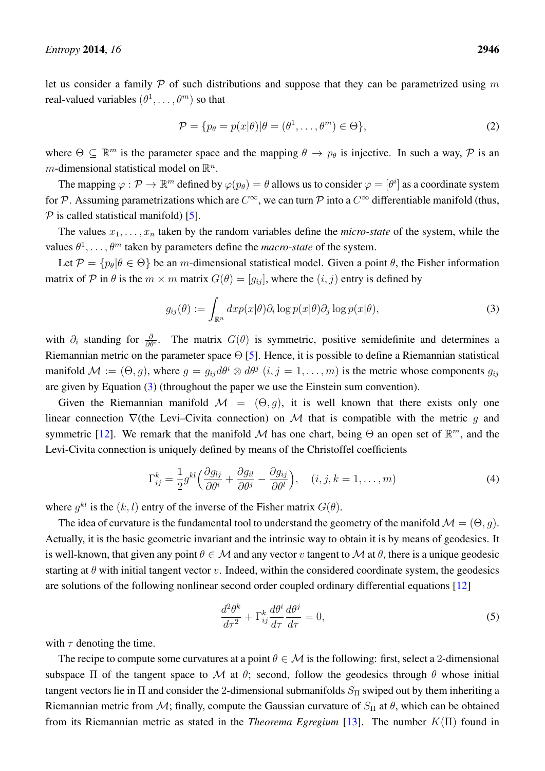let us consider a family $\mathcal{P}$ of such distributions and suppose that they can be parametrized using $m$ real-valued variables $(\theta^1, \ldots, \theta^m)$ so that

$$\mathcal{P} = \{p_\theta = p(x|\theta)|\theta = (\theta^1, \ldots, \theta^m) \in \Theta\}, \tag{2}$$

where $\Theta \subseteq \mathbb{R}^m$ is the parameter space and the mapping $\theta \to p_\theta$ is injective. In such a way, $\mathcal{P}$ is an $m$-dimensional statistical model on $\mathbb{R}^n$.

The mapping $\varphi : \mathcal{P} \to \mathbb{R}^m$ defined by $\varphi(p_\theta) = \theta$ allows us to consider $\varphi = [\theta^i]$ as a coordinate system for $\mathcal{P}$. Assuming parametrizations which are $C^\infty$, we can turn $\mathcal{P}$ into a $C^\infty$ differentiable manifold (thus, $\mathcal{P}$ is called statistical manifold) [5].

The values $x_1, \ldots, x_n$ taken by the random variables define the *micro-state* of the system, while the values $\theta^1, \ldots, \theta^m$ taken by parameters define the *macro-state* of the system.

Let $\mathcal{P} = \{p_\theta|\theta \in \Theta\}$ be an $m$-dimensional statistical model. Given a point $\theta$, the Fisher information matrix of $\mathcal{P}$ in $\theta$ is the $m \times m$ matrix $G(\theta) = [g_{ij}]$, where the $(i, j)$ entry is defined by

$$g_{ij}(\theta) := \int_{\mathbb{R}^n} dx p(x|\theta) \partial_i \log p(x|\theta) \partial_j \log p(x|\theta), \tag{3}$$

with $\partial_i$ standing for $\frac{\partial}{\partial \theta^i}$. The matrix $G(\theta)$ is symmetric, positive semidefinite and determines a Riemannian metric on the parameter space $\Theta$ [5]. Hence, it is possible to define a Riemannian statistical manifold $\mathcal{M} := (\Theta, g)$, where $g = g_{ij} d\theta^i \otimes d\theta^j$ $(i, j = 1, \ldots, m)$ is the metric whose components $g_{ij}$ are given by Equation (3) (throughout the paper we use the Einstein sum convention).

Given the Riemannian manifold $\mathcal{M} = (\Theta, g)$, it is well known that there exists only one linear connection $\nabla$(the Levi–Civita connection) on $\mathcal{M}$ that is compatible with the metric $g$ and symmetric [12]. We remark that the manifold $\mathcal{M}$ has one chart, being $\Theta$ an open set of $\mathbb{R}^m$, and the Levi-Civita connection is uniquely defined by means of the Christoffel coefficients

$$\Gamma^k_{ij} = \frac{1}{2} g^{kl} \left( \frac{\partial g_{lj}}{\partial \theta^i} + \frac{\partial g_{il}}{\partial \theta^j} - \frac{\partial g_{ij}}{\partial \theta^l} \right), \quad (i, j, k = 1, \ldots, m) \tag{4}$$

where $g^{kl}$ is the $(k, l)$ entry of the inverse of the Fisher matrix $G(\theta)$.

The idea of curvature is the fundamental tool to understand the geometry of the manifold $\mathcal{M} = (\Theta, g)$. Actually, it is the basic geometric invariant and the intrinsic way to obtain it is by means of geodesics. It is well-known, that given any point $\theta \in \mathcal{M}$ and any vector $v$ tangent to $\mathcal{M}$ at $\theta$, there is a unique geodesic starting at $\theta$ with initial tangent vector $v$. Indeed, within the considered coordinate system, the geodesics are solutions of the following nonlinear second order coupled ordinary differential equations [12]

$$\frac{d^2 \theta^k}{d\tau^2} + \Gamma^k_{ij} \frac{d\theta^i}{d\tau} \frac{d\theta^j}{d\tau} = 0, \tag{5}$$

with $\tau$ denoting the time.

The recipe to compute some curvatures at a point $\theta \in \mathcal{M}$ is the following: first, select a 2-dimensional subspace $\Pi$ of the tangent space to $\mathcal{M}$ at $\theta$; second, follow the geodesics through $\theta$ whose initial tangent vectors lie in $\Pi$ and consider the 2-dimensional submanifolds $S_\Pi$ swiped out by them inheriting a Riemannian metric from $\mathcal{M}$; finally, compute the Gaussian curvature of $S_\Pi$ at $\theta$, which can be obtained from its Riemannian metric as stated in the *Theorema Egregium* [13]. The number $K(\Pi)$ found in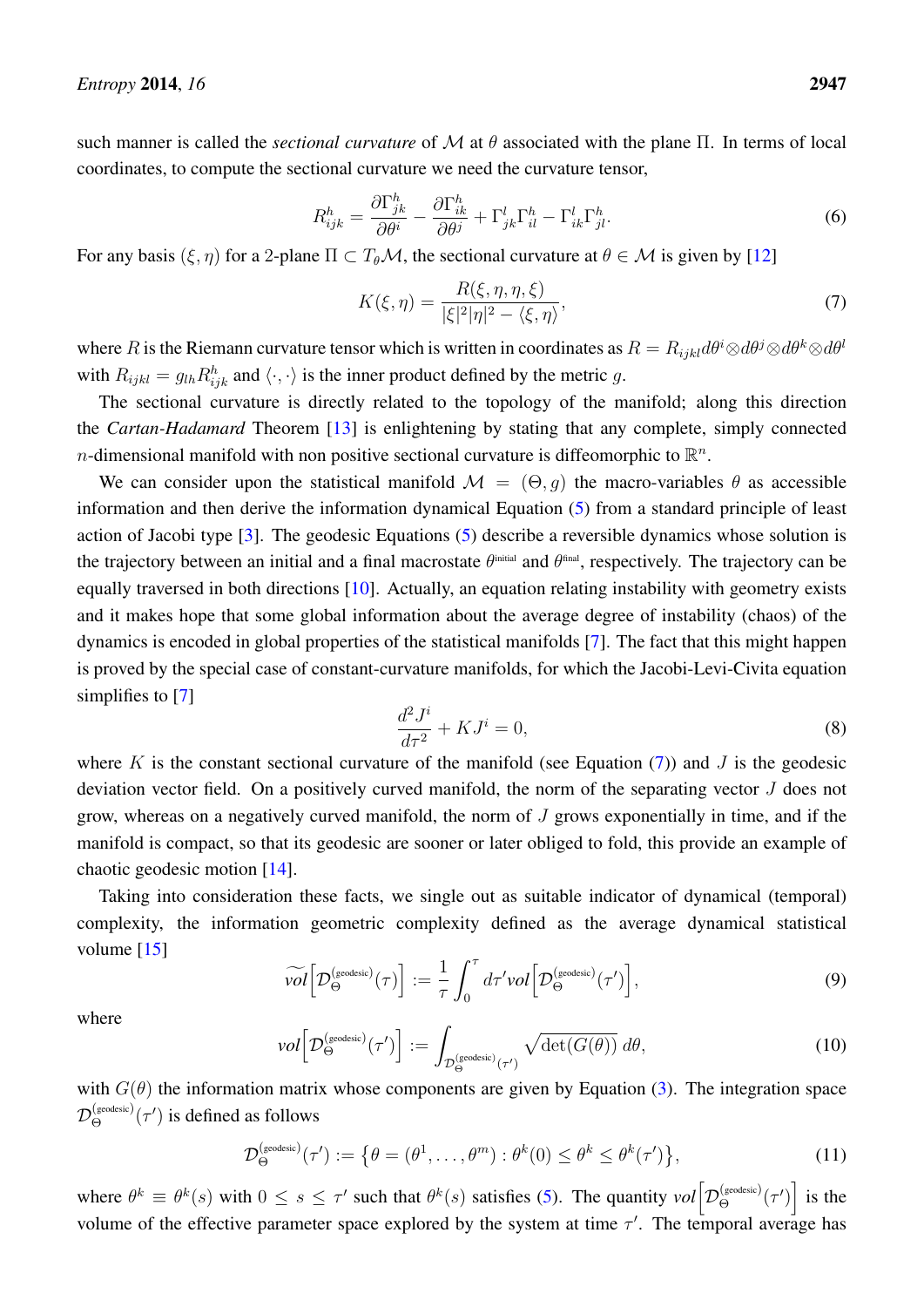such manner is called the *sectional curvature* of $\mathcal{M}$ at $\theta$ associated with the plane $\Pi$. In terms of local coordinates, to compute the sectional curvature we need the curvature tensor,

$$R^h_{ijk} = \frac{\partial \Gamma^h_{jk}}{\partial \theta^i} - \frac{\partial \Gamma^h_{ik}}{\partial \theta^j} + \Gamma^l_{jk}\Gamma^h_{il} - \Gamma^l_{ik}\Gamma^h_{jl}. \tag{6}$$

For any basis $(\xi, \eta)$ for a 2-plane $\Pi \subset T_\theta \mathcal{M}$, the sectional curvature at $\theta \in \mathcal{M}$ is given by [12]

$$K(\xi, \eta) = \frac{R(\xi, \eta, \eta, \xi)}{|\xi|^2 |\eta|^2 - \langle \xi, \eta \rangle}, \tag{7}$$

where $R$ is the Riemann curvature tensor which is written in coordinates as $R = R_{ijkl} d\theta^i \otimes d\theta^j \otimes d\theta^k \otimes d\theta^l$ with $R_{ijkl} = g_{lh} R^h_{ijk}$ and $\langle \cdot, \cdot \rangle$ is the inner product defined by the metric $g$.

The sectional curvature is directly related to the topology of the manifold; along this direction the *Cartan-Hadamard* Theorem [13] is enlightening by stating that any complete, simply connected $n$-dimensional manifold with non positive sectional curvature is diffeomorphic to $\mathbb{R}^n$.

We can consider upon the statistical manifold $\mathcal{M} = (\Theta, g)$ the macro-variables $\theta$ as accessible information and then derive the information dynamical Equation (5) from a standard principle of least action of Jacobi type [3]. The geodesic Equations (5) describe a reversible dynamics whose solution is the trajectory between an initial and a final macrostate $\theta^{\text{initial}}$ and $\theta^{\text{final}}$, respectively. The trajectory can be equally traversed in both directions [10]. Actually, an equation relating instability with geometry exists and it makes hope that some global information about the average degree of instability (chaos) of the dynamics is encoded in global properties of the statistical manifolds [7]. The fact that this might happen is proved by the special case of constant-curvature manifolds, for which the Jacobi-Levi-Civita equation simplifies to [7]

$$\frac{d^2 J^i}{d\tau^2} + K J^i = 0, \tag{8}$$

where $K$ is the constant sectional curvature of the manifold (see Equation (7)) and $J$ is the geodesic deviation vector field. On a positively curved manifold, the norm of the separating vector $J$ does not grow, whereas on a negatively curved manifold, the norm of $J$ grows exponentially in time, and if the manifold is compact, so that its geodesic are sooner or later obliged to fold, this provide an example of chaotic geodesic motion [14].

Taking into consideration these facts, we single out as suitable indicator of dynamical (temporal) complexity, the information geometric complexity defined as the average dynamical statistical volume [15]

$$\widetilde{vol}\left[\mathcal{D}^{(\text{geodesic})}_{\Theta}(\tau)\right] := \frac{1}{\tau}\int_0^\tau d\tau' vol\left[\mathcal{D}^{(\text{geodesic})}_{\Theta}(\tau')\right], \tag{9}$$

where

$$vol\left[\mathcal{D}^{(\text{geodesic})}_{\Theta}(\tau')\right] := \int_{\mathcal{D}^{(\text{geodesic})}_{\Theta}(\tau')} \sqrt{\det(G(\theta))}\, d\theta, \tag{10}$$

with $G(\theta)$ the information matrix whose components are given by Equation (3). The integration space $\mathcal{D}^{(\text{geodesic})}_{\Theta}(\tau')$ is defined as follows

$$\mathcal{D}^{(\text{geodesic})}_{\Theta}(\tau') := \left\{\theta = (\theta^1, \ldots, \theta^m) : \theta^k(0) \leq \theta^k \leq \theta^k(\tau')\right\}, \tag{11}$$

where $\theta^k \equiv \theta^k(s)$ with $0 \leq s \leq \tau'$ such that $\theta^k(s)$ satisfies (5). The quantity $vol\left[\mathcal{D}^{(\text{geodesic})}_{\Theta}(\tau')\right]$ is the volume of the effective parameter space explored by the system at time $\tau'$. The temporal average has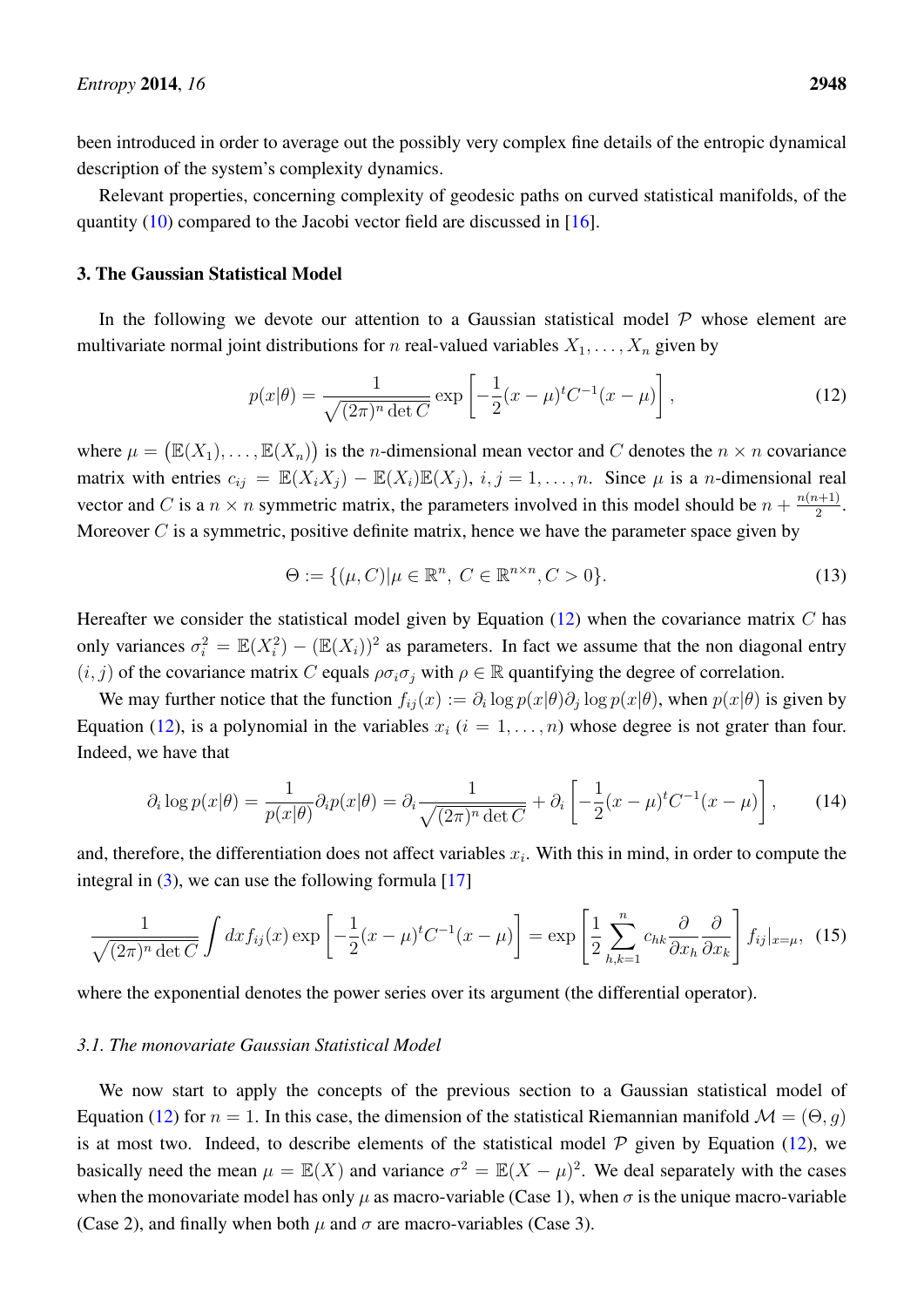been introduced in order to average out the possibly very complex fine details of the entropic dynamical description of the system's complexity dynamics.

Relevant properties, concerning complexity of geodesic paths on curved statistical manifolds, of the quantity (10) compared to the Jacobi vector field are discussed in [16].

## 3. The Gaussian Statistical Model

In the following we devote our attention to a Gaussian statistical model $\mathcal{P}$ whose element are multivariate normal joint distributions for $n$ real-valued variables $X_1, \ldots, X_n$ given by

$$p(x|\theta) = \frac{1}{\sqrt{(2\pi)^n \det C}} \exp\left[-\frac{1}{2}(x-\mu)^t C^{-1}(x-\mu)\right], \tag{12}$$

where $\mu = \big(\mathbb{E}(X_1), \ldots, \mathbb{E}(X_n)\big)$ is the $n$-dimensional mean vector and $C$ denotes the $n \times n$ covariance matrix with entries $c_{ij} = \mathbb{E}(X_i X_j) - \mathbb{E}(X_i)\mathbb{E}(X_j)$, $i, j = 1, \ldots, n$. Since $\mu$ is a $n$-dimensional real vector and $C$ is a $n \times n$ symmetric matrix, the parameters involved in this model should be $n + \frac{n(n+1)}{2}$. Moreover $C$ is a symmetric, positive definite matrix, hence we have the parameter space given by

$$\Theta := \{(\mu, C) | \mu \in \mathbb{R}^n,\ C \in \mathbb{R}^{n \times n}, C > 0\}. \tag{13}$$

Hereafter we consider the statistical model given by Equation (12) when the covariance matrix $C$ has only variances $\sigma_i^2 = \mathbb{E}(X_i^2) - (\mathbb{E}(X_i))^2$ as parameters. In fact we assume that the non diagonal entry $(i, j)$ of the covariance matrix $C$ equals $\rho\sigma_i\sigma_j$ with $\rho \in \mathbb{R}$ quantifying the degree of correlation.

We may further notice that the function $f_{ij}(x) := \partial_i \log p(x|\theta) \partial_j \log p(x|\theta)$, when $p(x|\theta)$ is given by Equation (12), is a polynomial in the variables $x_i$ ($i = 1, \ldots, n$) whose degree is not grater than four. Indeed, we have that

$$\partial_i \log p(x|\theta) = \frac{1}{p(x|\theta)} \partial_i p(x|\theta) = \partial_i \frac{1}{\sqrt{(2\pi)^n \det C}} + \partial_i \left[-\frac{1}{2}(x-\mu)^t C^{-1}(x-\mu)\right], \tag{14}$$

and, therefore, the differentiation does not affect variables $x_i$. With this in mind, in order to compute the integral in (3), we can use the following formula [17]

$$\frac{1}{\sqrt{(2\pi)^n \det C}} \int dx\, f_{ij}(x) \exp\left[-\frac{1}{2}(x-\mu)^t C^{-1}(x-\mu)\right] = \exp\left[\frac{1}{2}\sum_{h,k=1}^{n} c_{hk} \frac{\partial}{\partial x_h}\frac{\partial}{\partial x_k}\right] f_{ij}|_{x=\mu}, \tag{15}$$

where the exponential denotes the power series over its argument (the differential operator).

### *3.1. The monovariate Gaussian Statistical Model*

We now start to apply the concepts of the previous section to a Gaussian statistical model of Equation (12) for $n = 1$. In this case, the dimension of the statistical Riemannian manifold $\mathcal{M} = (\Theta, g)$ is at most two. Indeed, to describe elements of the statistical model $\mathcal{P}$ given by Equation (12), we basically need the mean $\mu = \mathbb{E}(X)$ and variance $\sigma^2 = \mathbb{E}(X - \mu)^2$. We deal separately with the cases when the monovariate model has only $\mu$ as macro-variable (Case 1), when $\sigma$ is the unique macro-variable (Case 2), and finally when both $\mu$ and $\sigma$ are macro-variables (Case 3).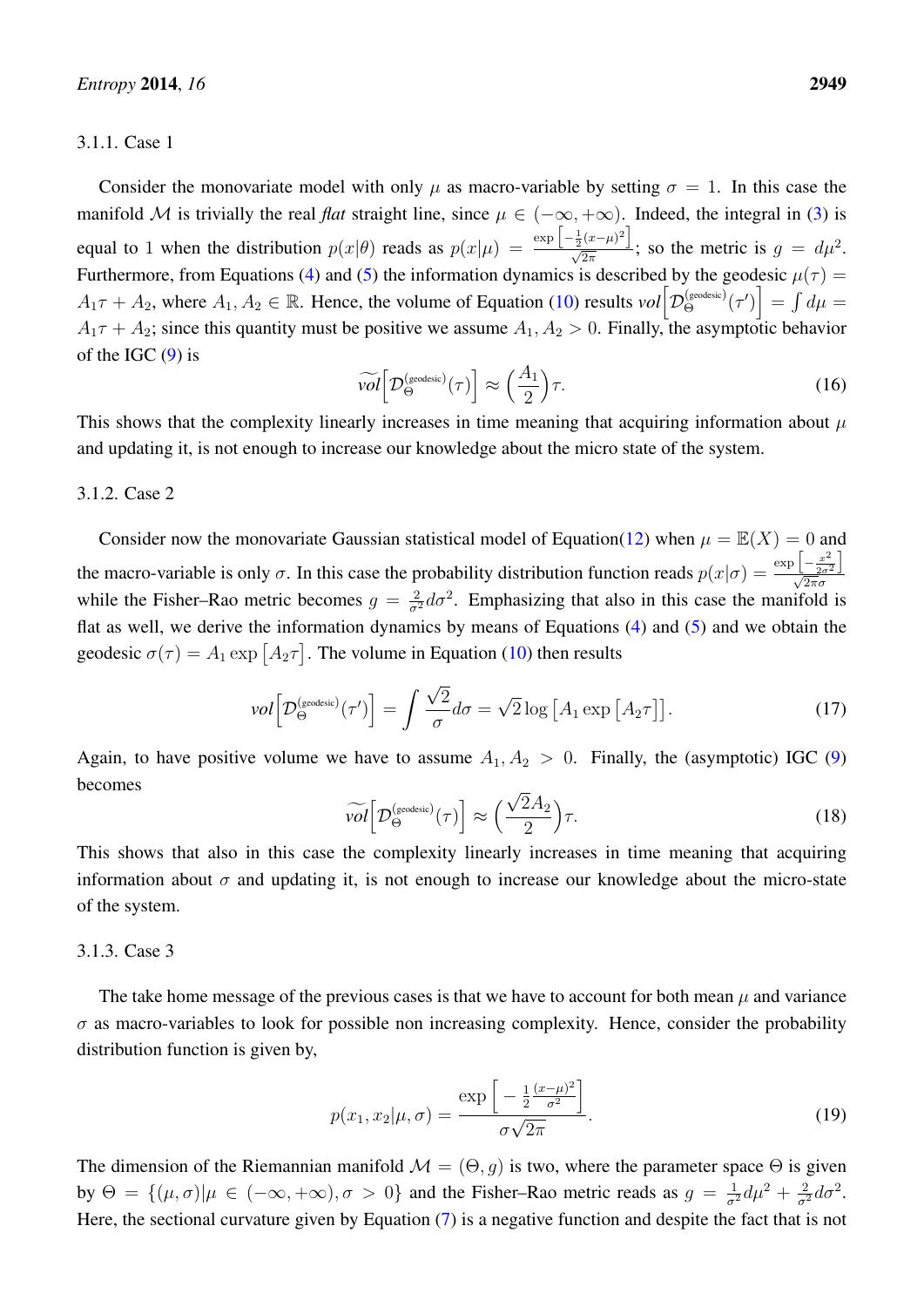#### 3.1.1. Case 1

Consider the monovariate model with only $\mu$ as macro-variable by setting $\sigma = 1$. In this case the manifold $\mathcal{M}$ is trivially the real *flat* straight line, since $\mu \in (-\infty, +\infty)$. Indeed, the integral in (3) is equal to 1 when the distribution $p(x|\theta)$ reads as $p(x|\mu) = \frac{\exp\left[-\frac{1}{2}(x-\mu)^2\right]}{\sqrt{2\pi}}$; so the metric is $g = d\mu^2$. Furthermore, from Equations (4) and (5) the information dynamics is described by the geodesic $\mu(\tau) = A_1\tau + A_2$, where $A_1, A_2 \in \mathbb{R}$. Hence, the volume of Equation (10) results $vol\Big[\mathcal{D}_{\Theta}^{(\text{geodesic})}(\tau')\Big] = \int d\mu = A_1\tau + A_2$; since this quantity must be positive we assume $A_1, A_2 > 0$. Finally, the asymptotic behavior of the IGC (9) is

$$\widetilde{vol}\Big[\mathcal{D}_{\Theta}^{(\text{geodesic})}(\tau)\Big] \approx \Big(\frac{A_1}{2}\Big)\tau. \tag{16}$$

This shows that the complexity linearly increases in time meaning that acquiring information about $\mu$ and updating it, is not enough to increase our knowledge about the micro state of the system.

#### 3.1.2. Case 2

Consider now the monovariate Gaussian statistical model of Equation(12) when $\mu = \mathbb{E}(X) = 0$ and the macro-variable is only $\sigma$. In this case the probability distribution function reads $p(x|\sigma) = \frac{\exp\left[-\frac{x^2}{2\sigma^2}\right]}{\sqrt{2\pi}\sigma}$ while the Fisher–Rao metric becomes $g = \frac{2}{\sigma^2}d\sigma^2$. Emphasizing that also in this case the manifold is flat as well, we derive the information dynamics by means of Equations (4) and (5) and we obtain the geodesic $\sigma(\tau) = A_1 \exp\left[A_2\tau\right]$. The volume in Equation (10) then results

$$vol\Big[\mathcal{D}_{\Theta}^{(\text{geodesic})}(\tau')\Big] = \int \frac{\sqrt{2}}{\sigma}d\sigma = \sqrt{2}\log\left[A_1\exp\left[A_2\tau\right]\right]. \tag{17}$$

Again, to have positive volume we have to assume $A_1, A_2 > 0$. Finally, the (asymptotic) IGC (9) becomes

$$\widetilde{vol}\Big[\mathcal{D}_{\Theta}^{(\text{geodesic})}(\tau)\Big] \approx \Big(\frac{\sqrt{2}A_2}{2}\Big)\tau. \tag{18}$$

This shows that also in this case the complexity linearly increases in time meaning that acquiring information about $\sigma$ and updating it, is not enough to increase our knowledge about the micro-state of the system.

#### 3.1.3. Case 3

The take home message of the previous cases is that we have to account for both mean $\mu$ and variance $\sigma$ as macro-variables to look for possible non increasing complexity. Hence, consider the probability distribution function is given by,

$$p(x_1, x_2|\mu, \sigma) = \frac{\exp\Big[-\frac{1}{2}\frac{(x-\mu)^2}{\sigma^2}\Big]}{\sigma\sqrt{2\pi}}. \tag{19}$$

The dimension of the Riemannian manifold $\mathcal{M} = (\Theta, g)$ is two, where the parameter space $\Theta$ is given by $\Theta = \{(\mu, \sigma)|\mu \in (-\infty, +\infty), \sigma > 0\}$ and the Fisher–Rao metric reads as $g = \frac{1}{\sigma^2}d\mu^2 + \frac{2}{\sigma^2}d\sigma^2$. Here, the sectional curvature given by Equation (7) is a negative function and despite the fact that is not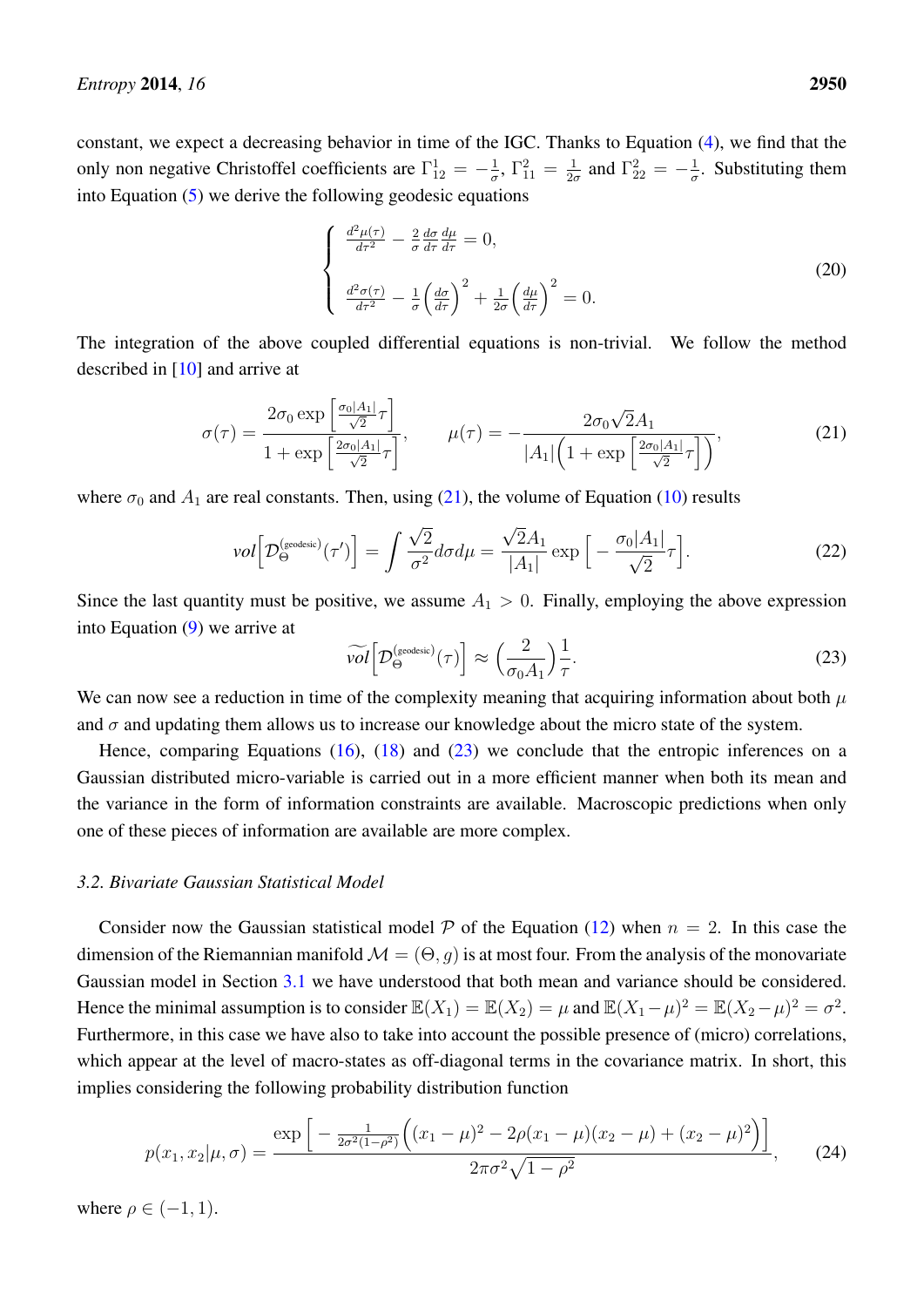constant, we expect a decreasing behavior in time of the IGC. Thanks to Equation (4), we find that the only non negative Christoffel coefficients are $\Gamma^1_{12} = -\frac{1}{\sigma}$, $\Gamma^2_{11} = \frac{1}{2\sigma}$ and $\Gamma^2_{22} = -\frac{1}{\sigma}$. Substituting them into Equation (5) we derive the following geodesic equations

$$\begin{cases} \frac{d^2\mu(\tau)}{d\tau^2} - \frac{2}{\sigma}\frac{d\sigma}{d\tau}\frac{d\mu}{d\tau} = 0, \\ \\ \frac{d^2\sigma(\tau)}{d\tau^2} - \frac{1}{\sigma}\left(\frac{d\sigma}{d\tau}\right)^2 + \frac{1}{2\sigma}\left(\frac{d\mu}{d\tau}\right)^2 = 0. \end{cases} \tag{20}$$

The integration of the above coupled differential equations is non-trivial. We follow the method described in [10] and arrive at

$$\sigma(\tau) = \frac{2\sigma_0 \exp\left[\frac{\sigma_0|A_1|}{\sqrt{2}}\tau\right]}{1+\exp\left[\frac{2\sigma_0|A_1|}{\sqrt{2}}\tau\right]}, \qquad \mu(\tau) = -\frac{2\sigma_0\sqrt{2}A_1}{|A_1|\left(1+\exp\left[\frac{2\sigma_0|A_1|}{\sqrt{2}}\tau\right]\right)}, \tag{21}$$

where $\sigma_0$ and $A_1$ are real constants. Then, using (21), the volume of Equation (10) results

$$vol\left[\mathcal{D}^{(\text{geodesic})}_{\Theta}(\tau')\right] = \int \frac{\sqrt{2}}{\sigma^2} d\sigma d\mu = \frac{\sqrt{2}A_1}{|A_1|}\exp\left[-\frac{\sigma_0|A_1|}{\sqrt{2}}\tau\right]. \tag{22}$$

Since the last quantity must be positive, we assume $A_1 > 0$. Finally, employing the above expression into Equation (9) we arrive at

$$\widetilde{vol}\left[\mathcal{D}^{(\text{geodesic})}_{\Theta}(\tau)\right] \approx \left(\frac{2}{\sigma_0 A_1}\right)\frac{1}{\tau}. \tag{23}$$

We can now see a reduction in time of the complexity meaning that acquiring information about both $\mu$ and $\sigma$ and updating them allows us to increase our knowledge about the micro state of the system.

Hence, comparing Equations (16), (18) and (23) we conclude that the entropic inferences on a Gaussian distributed micro-variable is carried out in a more efficient manner when both its mean and the variance in the form of information constraints are available. Macroscopic predictions when only one of these pieces of information are available are more complex.

### 3.2. Bivariate Gaussian Statistical Model

Consider now the Gaussian statistical model $\mathcal{P}$ of the Equation (12) when $n = 2$. In this case the dimension of the Riemannian manifold $\mathcal{M} = (\Theta, g)$ is at most four. From the analysis of the monovariate Gaussian model in Section 3.1 we have understood that both mean and variance should be considered. Hence the minimal assumption is to consider $\mathbb{E}(X_1) = \mathbb{E}(X_2) = \mu$ and $\mathbb{E}(X_1-\mu)^2 = \mathbb{E}(X_2-\mu)^2 = \sigma^2$. Furthermore, in this case we have also to take into account the possible presence of (micro) correlations, which appear at the level of macro-states as off-diagonal terms in the covariance matrix. In short, this implies considering the following probability distribution function

$$p(x_1, x_2|\mu, \sigma) = \frac{\exp\left[-\frac{1}{2\sigma^2(1-\rho^2)}\Big((x_1-\mu)^2 - 2\rho(x_1-\mu)(x_2-\mu) + (x_2-\mu)^2\Big)\right]}{2\pi\sigma^2\sqrt{1-\rho^2}}, \tag{24}$$

where $\rho \in (-1, 1)$.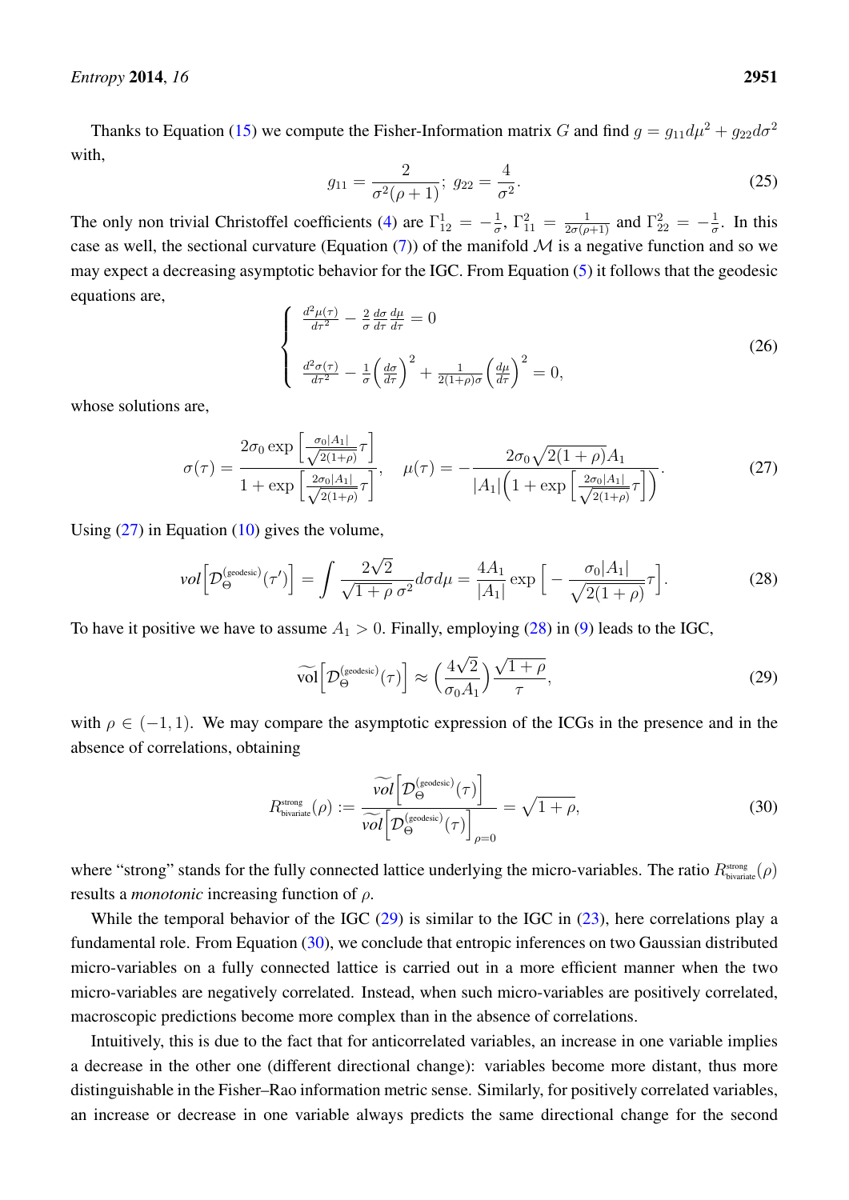Thanks to Equation (15) we compute the Fisher-Information matrix $G$ and find $g = g_{11}d\mu^2 + g_{22}d\sigma^2$ with,

$$g_{11} = \frac{2}{\sigma^2(\rho+1)};\; g_{22} = \frac{4}{\sigma^2}. \tag{25}$$

The only non trivial Christoffel coefficients (4) are $\Gamma^1_{12} = -\frac{1}{\sigma}$, $\Gamma^2_{11} = \frac{1}{2\sigma(\rho+1)}$ and $\Gamma^2_{22} = -\frac{1}{\sigma}$. In this case as well, the sectional curvature (Equation (7)) of the manifold $\mathcal{M}$ is a negative function and so we may expect a decreasing asymptotic behavior for the IGC. From Equation (5) it follows that the geodesic equations are,

$$\begin{cases} \frac{d^2\mu(\tau)}{d\tau^2} - \frac{2}{\sigma}\frac{d\sigma}{d\tau}\frac{d\mu}{d\tau} = 0 \\ \\ \frac{d^2\sigma(\tau)}{d\tau^2} - \frac{1}{\sigma}\left(\frac{d\sigma}{d\tau}\right)^2 + \frac{1}{2(1+\rho)\sigma}\left(\frac{d\mu}{d\tau}\right)^2 = 0, \end{cases} \tag{26}$$

whose solutions are,

$$\sigma(\tau) = \frac{2\sigma_0 \exp\left[\frac{\sigma_0|A_1|}{\sqrt{2(1+\rho)}}\tau\right]}{1+\exp\left[\frac{2\sigma_0|A_1|}{\sqrt{2(1+\rho)}}\tau\right]}, \quad \mu(\tau) = -\frac{2\sigma_0\sqrt{2(1+\rho)}A_1}{|A_1|\left(1+\exp\left[\frac{2\sigma_0|A_1|}{\sqrt{2(1+\rho)}}\tau\right]\right)}. \tag{27}$$

Using (27) in Equation (10) gives the volume,

$$vol\left[\mathcal{D}^{(\text{geodesic})}_{\Theta}(\tau')\right] = \int \frac{2\sqrt{2}}{\sqrt{1+\rho}\,\sigma^2}d\sigma d\mu = \frac{4A_1}{|A_1|}\exp\left[-\frac{\sigma_0|A_1|}{\sqrt{2(1+\rho)}}\tau\right]. \tag{28}$$

To have it positive we have to assume $A_1 > 0$. Finally, employing (28) in (9) leads to the IGC,

$$\widetilde{\text{vol}}\left[\mathcal{D}^{(\text{geodesic})}_{\Theta}(\tau)\right] \approx \left(\frac{4\sqrt{2}}{\sigma_0 A_1}\right)\frac{\sqrt{1+\rho}}{\tau}, \tag{29}$$

with $\rho \in (-1, 1)$. We may compare the asymptotic expression of the ICGs in the presence and in the absence of correlations, obtaining

$$R^{\text{strong}}_{\text{bivariate}}(\rho) := \frac{\widetilde{vol}\left[\mathcal{D}^{(\text{geodesic})}_{\Theta}(\tau)\right]}{\widetilde{vol}\left[\mathcal{D}^{(\text{geodesic})}_{\Theta}(\tau)\right]_{\rho=0}} = \sqrt{1+\rho}, \tag{30}$$

where "strong" stands for the fully connected lattice underlying the micro-variables. The ratio $R^{\text{strong}}_{\text{bivariate}}(\rho)$ results a *monotonic* increasing function of $\rho$.

While the temporal behavior of the IGC (29) is similar to the IGC in (23), here correlations play a fundamental role. From Equation (30), we conclude that entropic inferences on two Gaussian distributed micro-variables on a fully connected lattice is carried out in a more efficient manner when the two micro-variables are negatively correlated. Instead, when such micro-variables are positively correlated, macroscopic predictions become more complex than in the absence of correlations.

Intuitively, this is due to the fact that for anticorrelated variables, an increase in one variable implies a decrease in the other one (different directional change): variables become more distant, thus more distinguishable in the Fisher–Rao information metric sense. Similarly, for positively correlated variables, an increase or decrease in one variable always predicts the same directional change for the second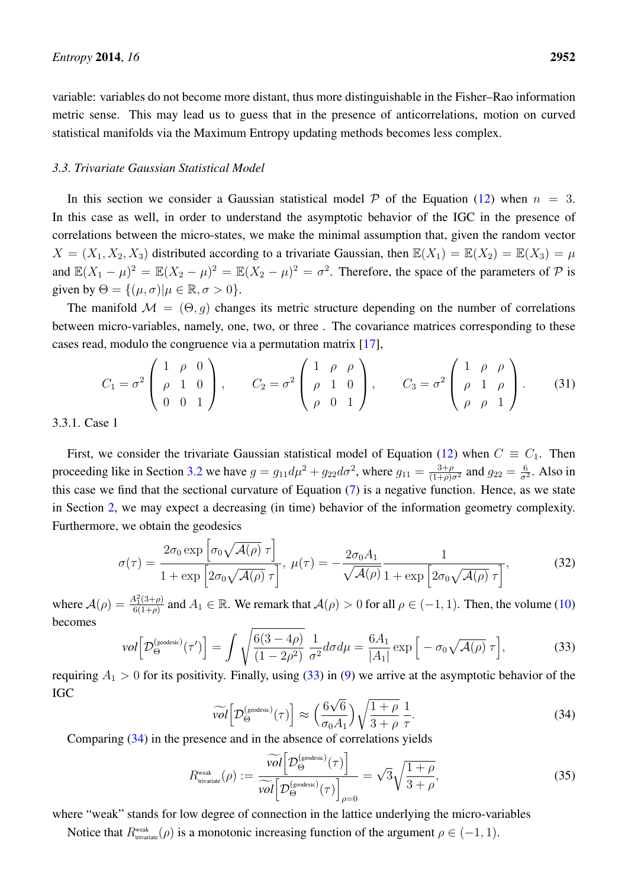variable: variables do not become more distant, thus more distinguishable in the Fisher–Rao information metric sense. This may lead us to guess that in the presence of anticorrelations, motion on curved statistical manifolds via the Maximum Entropy updating methods becomes less complex.

### 3.3. Trivariate Gaussian Statistical Model

In this section we consider a Gaussian statistical model $\mathcal{P}$ of the Equation (12) when $n = 3$. In this case as well, in order to understand the asymptotic behavior of the IGC in the presence of correlations between the micro-states, we make the minimal assumption that, given the random vector $X = (X_1, X_2, X_3)$ distributed according to a trivariate Gaussian, then $\mathbb{E}(X_1) = \mathbb{E}(X_2) = \mathbb{E}(X_3) = \mu$ and $\mathbb{E}(X_1 - \mu)^2 = \mathbb{E}(X_2 - \mu)^2 = \mathbb{E}(X_2 - \mu)^2 = \sigma^2$. Therefore, the space of the parameters of $\mathcal{P}$ is given by $\Theta = \{(\mu, \sigma) | \mu \in \mathbb{R}, \sigma > 0\}$.

The manifold $\mathcal{M} = (\Theta, g)$ changes its metric structure depending on the number of correlations between micro-variables, namely, one, two, or three . The covariance matrices corresponding to these cases read, modulo the congruence via a permutation matrix [17],

$$C_1 = \sigma^2 \begin{pmatrix} 1 & \rho & 0 \\ \rho & 1 & 0 \\ 0 & 0 & 1 \end{pmatrix}, \qquad C_2 = \sigma^2 \begin{pmatrix} 1 & \rho & \rho \\ \rho & 1 & 0 \\ \rho & 0 & 1 \end{pmatrix}, \qquad C_3 = \sigma^2 \begin{pmatrix} 1 & \rho & \rho \\ \rho & 1 & \rho \\ \rho & \rho & 1 \end{pmatrix}. \tag{31}$$

#### 3.3.1. Case 1

First, we consider the trivariate Gaussian statistical model of Equation (12) when $C \equiv C_1$. Then proceeding like in Section 3.2 we have $g = g_{11} d\mu^2 + g_{22} d\sigma^2$, where $g_{11} = \frac{3+\rho}{(1+\rho)\sigma^2}$ and $g_{22} = \frac{6}{\sigma^2}$. Also in this case we find that the sectional curvature of Equation (7) is a negative function. Hence, as we state in Section 2, we may expect a decreasing (in time) behavior of the information geometry complexity. Furthermore, we obtain the geodesics

$$\sigma(\tau) = \frac{2\sigma_0 \exp\left[\sigma_0 \sqrt{\mathcal{A}(\rho)}\ \tau\right]}{1 + \exp\left[2\sigma_0 \sqrt{\mathcal{A}(\rho)}\ \tau\right]}, \quad \mu(\tau) = -\frac{2\sigma_0 A_1}{\sqrt{\mathcal{A}(\rho)}} \frac{1}{1 + \exp\left[2\sigma_0 \sqrt{\mathcal{A}(\rho)}\ \tau\right]}, \tag{32}$$

where $\mathcal{A}(\rho) = \frac{A_1^2(3+\rho)}{6(1+\rho)}$ and $A_1 \in \mathbb{R}$. We remark that $\mathcal{A}(\rho) > 0$ for all $\rho \in (-1, 1)$. Then, the volume (10) becomes

$$vol\left[\mathcal{D}_\Theta^{(\text{geodesic})}(\tau')\right] = \int \sqrt{\frac{6(3-4\rho)}{(1-2\rho^2)}}\, \frac{1}{\sigma^2} d\sigma d\mu = \frac{6A_1}{|A_1|} \exp\left[-\sigma_0 \sqrt{\mathcal{A}(\rho)}\ \tau\right], \tag{33}$$

requiring $A_1 > 0$ for its positivity. Finally, using (33) in (9) we arrive at the asymptotic behavior of the IGC

$$\widetilde{vol}\left[\mathcal{D}_\Theta^{(\text{geodesic})}(\tau)\right] \approx \left(\frac{6\sqrt{6}}{\sigma_0 A_1}\right) \sqrt{\frac{1+\rho}{3+\rho}}\, \frac{1}{\tau}. \tag{34}$$

Comparing (34) in the presence and in the absence of correlations yields

$$R_{\text{trivariate}}^{\text{weak}}(\rho) := \frac{\widetilde{vol}\left[\mathcal{D}_\Theta^{(\text{geodesic})}(\tau)\right]}{\widetilde{vol}\left[\mathcal{D}_\Theta^{(\text{geodesic})}(\tau)\right]_{\rho=0}} = \sqrt{3} \sqrt{\frac{1+\rho}{3+\rho}}, \tag{35}$$

where "weak" stands for low degree of connection in the lattice underlying the micro-variables

Notice that $R_{\text{trivariate}}^{\text{weak}}(\rho)$ is a monotonic increasing function of the argument $\rho \in (-1, 1)$.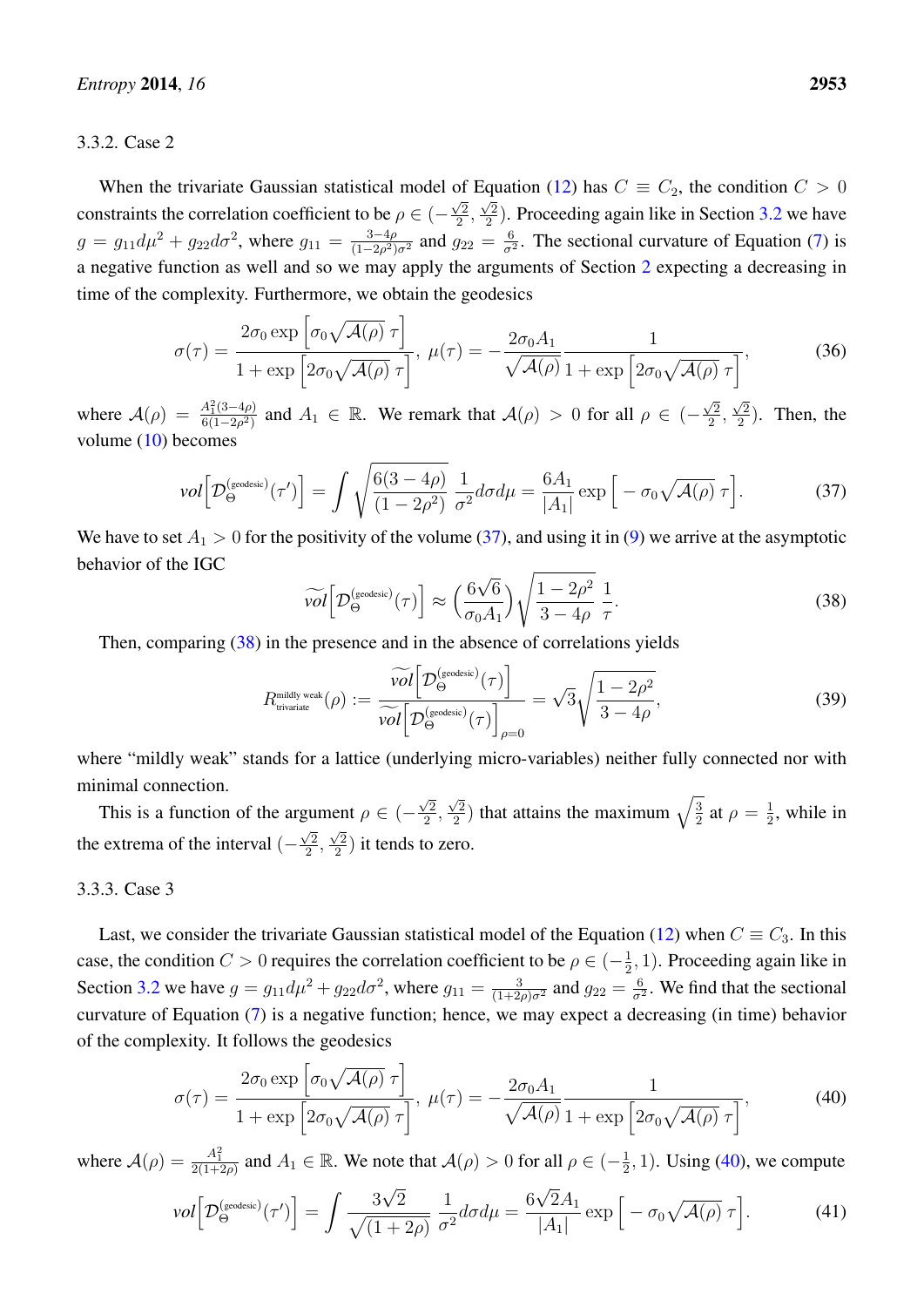#### 3.3.2. Case 2

When the trivariate Gaussian statistical model of Equation (12) has $C \equiv C_2$, the condition $C > 0$ constraints the correlation coefficient to be $\rho \in (-\frac{\sqrt{2}}{2}, \frac{\sqrt{2}}{2})$. Proceeding again like in Section 3.2 we have $g = g_{11}d\mu^2 + g_{22}d\sigma^2$, where $g_{11} = \frac{3-4\rho}{(1-2\rho^2)\sigma^2}$ and $g_{22} = \frac{6}{\sigma^2}$. The sectional curvature of Equation (7) is a negative function as well and so we may apply the arguments of Section 2 expecting a decreasing in time of the complexity. Furthermore, we obtain the geodesics

$$
\sigma(\tau) = \frac{2\sigma_0 \exp\left[\sigma_0\sqrt{\mathcal{A}(\rho)}\,\tau\right]}{1+\exp\left[2\sigma_0\sqrt{\mathcal{A}(\rho)}\,\tau\right]},\ \mu(\tau) = -\frac{2\sigma_0 A_1}{\sqrt{\mathcal{A}(\rho)}}\frac{1}{1+\exp\left[2\sigma_0\sqrt{\mathcal{A}(\rho)}\,\tau\right]}, \tag{36}
$$

where $\mathcal{A}(\rho) = \frac{A_1^2(3-4\rho)}{6(1-2\rho^2)}$ and $A_1 \in \mathbb{R}$. We remark that $\mathcal{A}(\rho) > 0$ for all $\rho \in (-\frac{\sqrt{2}}{2}, \frac{\sqrt{2}}{2})$. Then, the volume (10) becomes

$$
vol\Big[\mathcal{D}_{\Theta}^{(\text{geodesic})}(\tau')\Big] = \int \sqrt{\frac{6(3-4\rho)}{(1-2\rho^2)}}\,\frac{1}{\sigma^2}d\sigma d\mu = \frac{6A_1}{|A_1|}\exp\Big[-\sigma_0\sqrt{\mathcal{A}(\rho)}\,\tau\Big]. \tag{37}
$$

We have to set $A_1 > 0$ for the positivity of the volume (37), and using it in (9) we arrive at the asymptotic behavior of the IGC

$$
\widetilde{vol}\Big[\mathcal{D}_{\Theta}^{(\text{geodesic})}(\tau)\Big] \approx \Big(\frac{6\sqrt{6}}{\sigma_0 A_1}\Big)\sqrt{\frac{1-2\rho^2}{3-4\rho}}\,\frac{1}{\tau}. \tag{38}
$$

Then, comparing (38) in the presence and in the absence of correlations yields

$$
R_{\text{trivariate}}^{\text{mildly weak}}(\rho) := \frac{\widetilde{vol}\Big[\mathcal{D}_{\Theta}^{(\text{geodesic})}(\tau)\Big]}{\widetilde{vol}\Big[\mathcal{D}_{\Theta}^{(\text{geodesic})}(\tau)\Big]_{\rho=0}} = \sqrt{3}\sqrt{\frac{1-2\rho^2}{3-4\rho}}, \tag{39}
$$

where "mildly weak" stands for a lattice (underlying micro-variables) neither fully connected nor with minimal connection.

This is a function of the argument $\rho \in (-\frac{\sqrt{2}}{2}, \frac{\sqrt{2}}{2})$ that attains the maximum $\sqrt{\frac{3}{2}}$ at $\rho = \frac{1}{2}$, while in the extrema of the interval $(-\frac{\sqrt{2}}{2}, \frac{\sqrt{2}}{2})$ it tends to zero.

#### 3.3.3. Case 3

Last, we consider the trivariate Gaussian statistical model of the Equation (12) when $C \equiv C_3$. In this case, the condition $C > 0$ requires the correlation coefficient to be $\rho \in (-\frac{1}{2}, 1)$. Proceeding again like in Section 3.2 we have $g = g_{11}d\mu^2 + g_{22}d\sigma^2$, where $g_{11} = \frac{3}{(1+2\rho)\sigma^2}$ and $g_{22} = \frac{6}{\sigma^2}$. We find that the sectional curvature of Equation (7) is a negative function; hence, we may expect a decreasing (in time) behavior of the complexity. It follows the geodesics

$$
\sigma(\tau) = \frac{2\sigma_0 \exp\left[\sigma_0\sqrt{\mathcal{A}(\rho)}\,\tau\right]}{1+\exp\left[2\sigma_0\sqrt{\mathcal{A}(\rho)}\,\tau\right]},\ \mu(\tau) = -\frac{2\sigma_0 A_1}{\sqrt{\mathcal{A}(\rho)}}\frac{1}{1+\exp\left[2\sigma_0\sqrt{\mathcal{A}(\rho)}\,\tau\right]}, \tag{40}
$$

where $\mathcal{A}(\rho) = \frac{A_1^2}{2(1+2\rho)}$ and $A_1 \in \mathbb{R}$. We note that $\mathcal{A}(\rho) > 0$ for all $\rho \in (-\frac{1}{2}, 1)$. Using (40), we compute

$$
vol\Big[\mathcal{D}_{\Theta}^{(\text{geodesic})}(\tau')\Big] = \int \frac{3\sqrt{2}}{\sqrt{(1+2\rho)}}\,\frac{1}{\sigma^2}d\sigma d\mu = \frac{6\sqrt{2}A_1}{|A_1|}\exp\Big[-\sigma_0\sqrt{\mathcal{A}(\rho)}\,\tau\Big]. \tag{41}
$$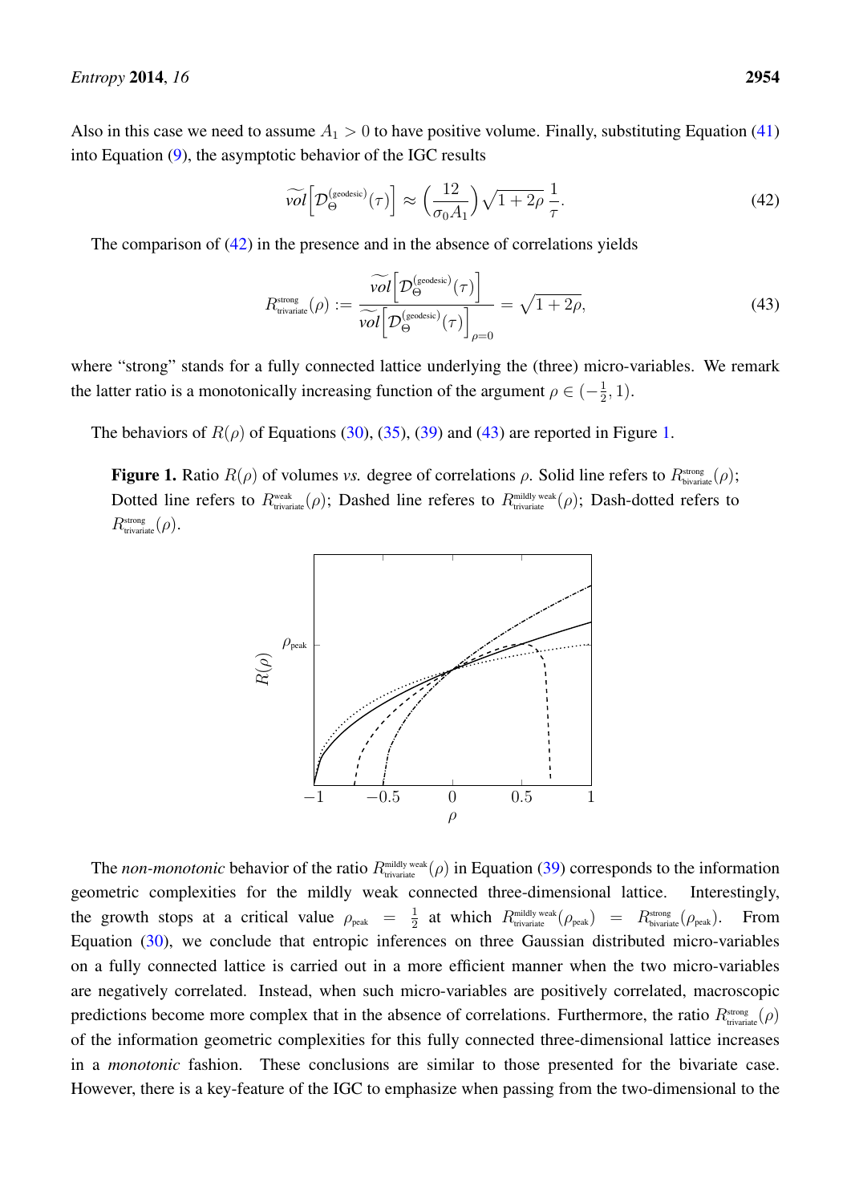Also in this case we need to assume $A_1 > 0$ to have positive volume. Finally, substituting Equation (41) into Equation (9), the asymptotic behavior of the IGC results

$$\widetilde{vol}\left[\mathcal{D}_{\Theta}^{(\text{geodesic})}(\tau)\right] \approx \left(\frac{12}{\sigma_0 A_1}\right)\sqrt{1+2\rho}\,\frac{1}{\tau}. \tag{42}$$

The comparison of (42) in the presence and in the absence of correlations yields

$$R_{\text{trivariate}}^{\text{strong}}(\rho) := \frac{\widetilde{vol}\left[\mathcal{D}_{\Theta}^{(\text{geodesic})}(\tau)\right]}{\widetilde{vol}\left[\mathcal{D}_{\Theta}^{(\text{geodesic})}(\tau)\right]_{\rho=0}} = \sqrt{1+2\rho}, \tag{43}$$

where "strong" stands for a fully connected lattice underlying the (three) micro-variables. We remark the latter ratio is a monotonically increasing function of the argument $\rho \in (-\frac{1}{2}, 1)$.

The behaviors of $R(\rho)$ of Equations (30), (35), (39) and (43) are reported in Figure 1.

**Figure 1.** Ratio $R(\rho)$ of volumes *vs.* degree of correlations $\rho$. Solid line refers to $R_{\text{bivariate}}^{\text{strong}}(\rho)$; Dotted line refers to $R_{\text{trivariate}}^{\text{weak}}(\rho)$; Dashed line referes to $R_{\text{trivariate}}^{\text{mildly weak}}(\rho)$; Dash-dotted refers to $R_{\text{trivariate}}^{\text{strong}}(\rho)$.

The *non-monotonic* behavior of the ratio $R_{\text{trivariate}}^{\text{mildly weak}}(\rho)$ in Equation (39) corresponds to the information geometric complexities for the mildly weak connected three-dimensional lattice. Interestingly, the growth stops at a critical value $\rho_{\text{peak}} = \frac{1}{2}$ at which $R_{\text{trivariate}}^{\text{mildly weak}}(\rho_{\text{peak}}) = R_{\text{bivariate}}^{\text{strong}}(\rho_{\text{peak}})$. From Equation (30), we conclude that entropic inferences on three Gaussian distributed micro-variables on a fully connected lattice is carried out in a more efficient manner when the two micro-variables are negatively correlated. Instead, when such micro-variables are positively correlated, macroscopic predictions become more complex that in the absence of correlations. Furthermore, the ratio $R_{\text{trivariate}}^{\text{strong}}(\rho)$ of the information geometric complexities for this fully connected three-dimensional lattice increases in a *monotonic* fashion. These conclusions are similar to those presented for the bivariate case. However, there is a key-feature of the IGC to emphasize when passing from the two-dimensional to the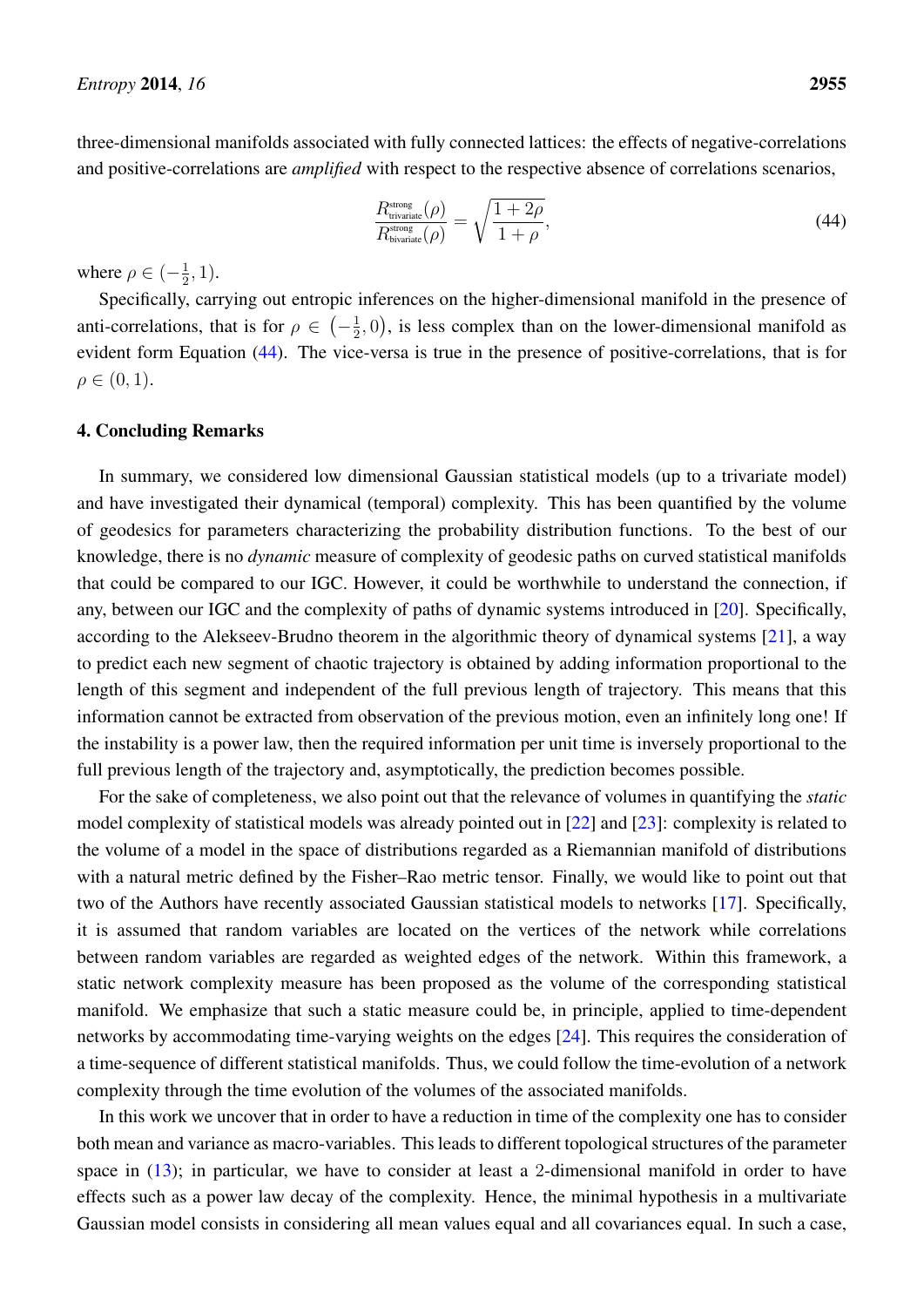three-dimensional manifolds associated with fully connected lattices: the effects of negative-correlations and positive-correlations are *amplified* with respect to the respective absence of correlations scenarios,

$$\frac{R^{\text{strong}}_{\text{trivariate}}(\rho)}{R^{\text{strong}}_{\text{bivariate}}(\rho)} = \sqrt{\frac{1+2\rho}{1+\rho}}, \tag{44}$$

where $\rho \in (-\frac{1}{2}, 1)$.

Specifically, carrying out entropic inferences on the higher-dimensional manifold in the presence of anti-correlations, that is for $\rho \in \left(-\frac{1}{2}, 0\right)$, is less complex than on the lower-dimensional manifold as evident form Equation (44). The vice-versa is true in the presence of positive-correlations, that is for $\rho \in (0, 1)$.

## 4. Concluding Remarks

In summary, we considered low dimensional Gaussian statistical models (up to a trivariate model) and have investigated their dynamical (temporal) complexity. This has been quantified by the volume of geodesics for parameters characterizing the probability distribution functions. To the best of our knowledge, there is no *dynamic* measure of complexity of geodesic paths on curved statistical manifolds that could be compared to our IGC. However, it could be worthwhile to understand the connection, if any, between our IGC and the complexity of paths of dynamic systems introduced in [20]. Specifically, according to the Alekseev-Brudno theorem in the algorithmic theory of dynamical systems [21], a way to predict each new segment of chaotic trajectory is obtained by adding information proportional to the length of this segment and independent of the full previous length of trajectory. This means that this information cannot be extracted from observation of the previous motion, even an infinitely long one! If the instability is a power law, then the required information per unit time is inversely proportional to the full previous length of the trajectory and, asymptotically, the prediction becomes possible.

For the sake of completeness, we also point out that the relevance of volumes in quantifying the *static* model complexity of statistical models was already pointed out in [22] and [23]: complexity is related to the volume of a model in the space of distributions regarded as a Riemannian manifold of distributions with a natural metric defined by the Fisher–Rao metric tensor. Finally, we would like to point out that two of the Authors have recently associated Gaussian statistical models to networks [17]. Specifically, it is assumed that random variables are located on the vertices of the network while correlations between random variables are regarded as weighted edges of the network. Within this framework, a static network complexity measure has been proposed as the volume of the corresponding statistical manifold. We emphasize that such a static measure could be, in principle, applied to time-dependent networks by accommodating time-varying weights on the edges [24]. This requires the consideration of a time-sequence of different statistical manifolds. Thus, we could follow the time-evolution of a network complexity through the time evolution of the volumes of the associated manifolds.

In this work we uncover that in order to have a reduction in time of the complexity one has to consider both mean and variance as macro-variables. This leads to different topological structures of the parameter space in (13); in particular, we have to consider at least a 2-dimensional manifold in order to have effects such as a power law decay of the complexity. Hence, the minimal hypothesis in a multivariate Gaussian model consists in considering all mean values equal and all covariances equal. In such a case,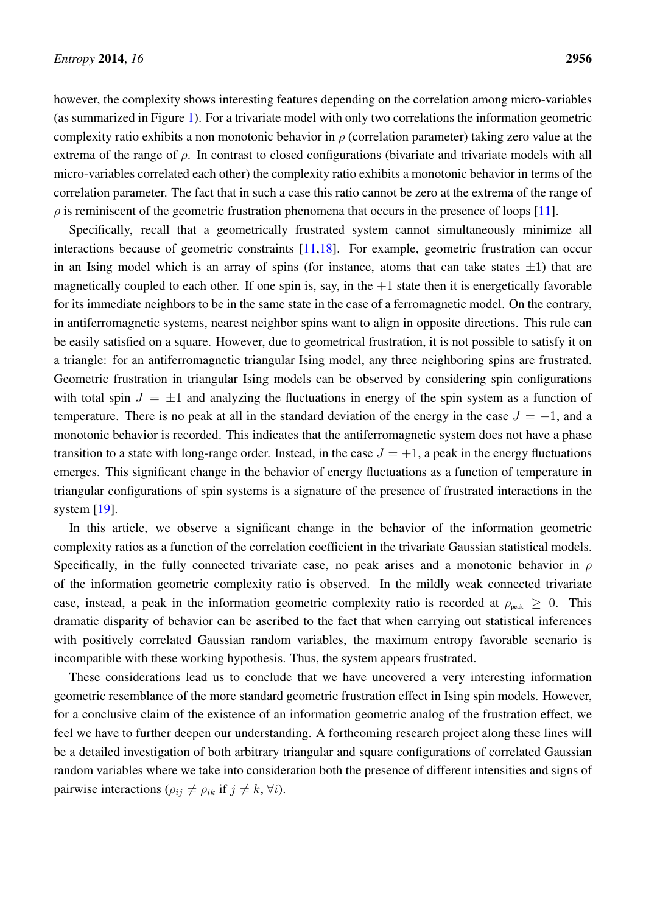however, the complexity shows interesting features depending on the correlation among micro-variables (as summarized in Figure 1). For a trivariate model with only two correlations the information geometric complexity ratio exhibits a non monotonic behavior in $\rho$ (correlation parameter) taking zero value at the extrema of the range of $\rho$. In contrast to closed configurations (bivariate and trivariate models with all micro-variables correlated each other) the complexity ratio exhibits a monotonic behavior in terms of the correlation parameter. The fact that in such a case this ratio cannot be zero at the extrema of the range of $\rho$ is reminiscent of the geometric frustration phenomena that occurs in the presence of loops [11].

Specifically, recall that a geometrically frustrated system cannot simultaneously minimize all interactions because of geometric constraints [11,18]. For example, geometric frustration can occur in an Ising model which is an array of spins (for instance, atoms that can take states $\pm 1$) that are magnetically coupled to each other. If one spin is, say, in the $+1$ state then it is energetically favorable for its immediate neighbors to be in the same state in the case of a ferromagnetic model. On the contrary, in antiferromagnetic systems, nearest neighbor spins want to align in opposite directions. This rule can be easily satisfied on a square. However, due to geometrical frustration, it is not possible to satisfy it on a triangle: for an antiferromagnetic triangular Ising model, any three neighboring spins are frustrated. Geometric frustration in triangular Ising models can be observed by considering spin configurations with total spin $J = \pm 1$ and analyzing the fluctuations in energy of the spin system as a function of temperature. There is no peak at all in the standard deviation of the energy in the case $J = -1$, and a monotonic behavior is recorded. This indicates that the antiferromagnetic system does not have a phase transition to a state with long-range order. Instead, in the case $J = +1$, a peak in the energy fluctuations emerges. This significant change in the behavior of energy fluctuations as a function of temperature in triangular configurations of spin systems is a signature of the presence of frustrated interactions in the system [19].

In this article, we observe a significant change in the behavior of the information geometric complexity ratios as a function of the correlation coefficient in the trivariate Gaussian statistical models. Specifically, in the fully connected trivariate case, no peak arises and a monotonic behavior in $\rho$ of the information geometric complexity ratio is observed. In the mildly weak connected trivariate case, instead, a peak in the information geometric complexity ratio is recorded at $\rho_{\text{peak}} \geq 0$. This dramatic disparity of behavior can be ascribed to the fact that when carrying out statistical inferences with positively correlated Gaussian random variables, the maximum entropy favorable scenario is incompatible with these working hypothesis. Thus, the system appears frustrated.

These considerations lead us to conclude that we have uncovered a very interesting information geometric resemblance of the more standard geometric frustration effect in Ising spin models. However, for a conclusive claim of the existence of an information geometric analog of the frustration effect, we feel we have to further deepen our understanding. A forthcoming research project along these lines will be a detailed investigation of both arbitrary triangular and square configurations of correlated Gaussian random variables where we take into consideration both the presence of different intensities and signs of pairwise interactions ($\rho_{ij} \neq \rho_{ik}$ if $j \neq k$, $\forall i$).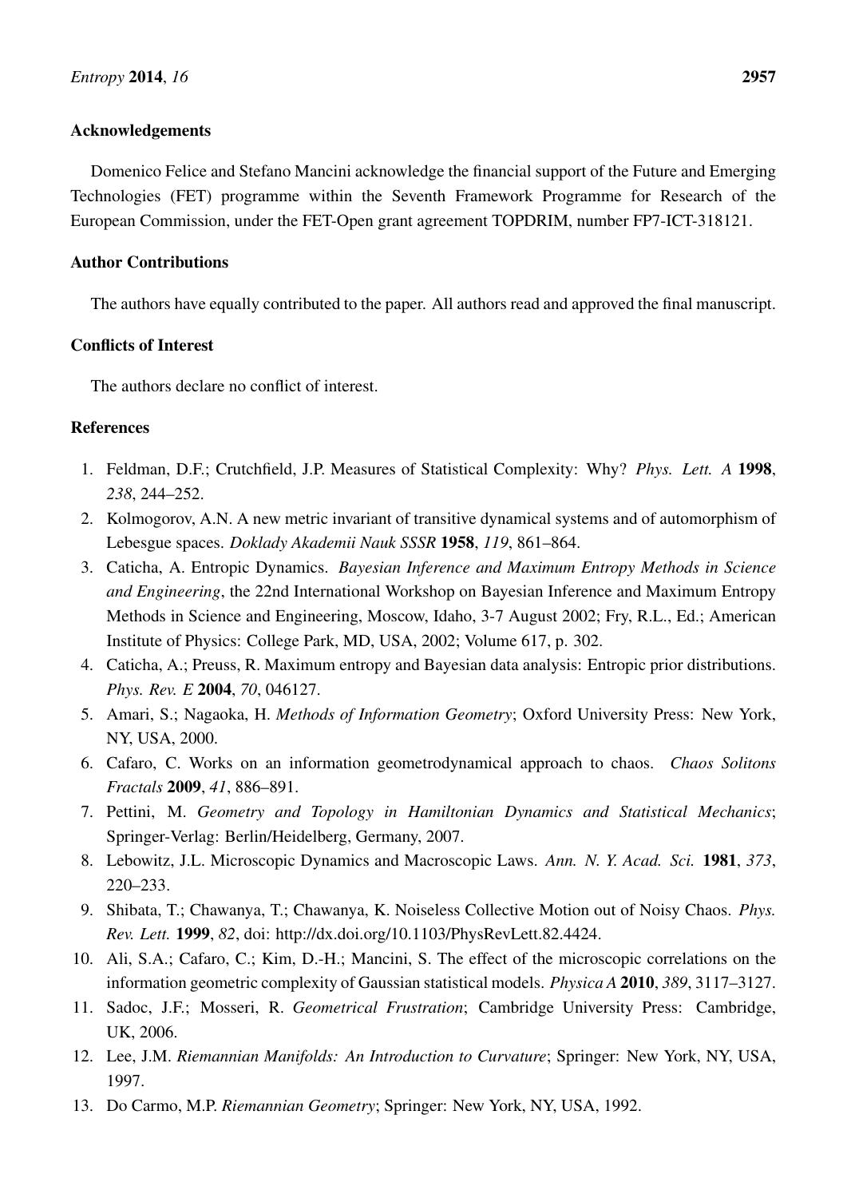## Acknowledgements

Domenico Felice and Stefano Mancini acknowledge the financial support of the Future and Emerging Technologies (FET) programme within the Seventh Framework Programme for Research of the European Commission, under the FET-Open grant agreement TOPDRIM, number FP7-ICT-318121.

## Author Contributions

The authors have equally contributed to the paper. All authors read and approved the final manuscript.

## Conflicts of Interest

The authors declare no conflict of interest.

## References

1. Feldman, D.F.; Crutchfield, J.P. Measures of Statistical Complexity: Why? *Phys. Lett. A* **1998**, *238*, 244–252.
2. Kolmogorov, A.N. A new metric invariant of transitive dynamical systems and of automorphism of Lebesgue spaces. *Doklady Akademii Nauk SSSR* **1958**, *119*, 861–864.
3. Caticha, A. Entropic Dynamics. *Bayesian Inference and Maximum Entropy Methods in Science and Engineering*, the 22nd International Workshop on Bayesian Inference and Maximum Entropy Methods in Science and Engineering, Moscow, Idaho, 3-7 August 2002; Fry, R.L., Ed.; American Institute of Physics: College Park, MD, USA, 2002; Volume 617, p. 302.
4. Caticha, A.; Preuss, R. Maximum entropy and Bayesian data analysis: Entropic prior distributions. *Phys. Rev. E* **2004**, *70*, 046127.
5. Amari, S.; Nagaoka, H. *Methods of Information Geometry*; Oxford University Press: New York, NY, USA, 2000.
6. Cafaro, C. Works on an information geometrodynamical approach to chaos. *Chaos Solitons Fractals* **2009**, *41*, 886–891.
7. Pettini, M. *Geometry and Topology in Hamiltonian Dynamics and Statistical Mechanics*; Springer-Verlag: Berlin/Heidelberg, Germany, 2007.
8. Lebowitz, J.L. Microscopic Dynamics and Macroscopic Laws. *Ann. N. Y. Acad. Sci.* **1981**, *373*, 220–233.
9. Shibata, T.; Chawanya, T.; Chawanya, K. Noiseless Collective Motion out of Noisy Chaos. *Phys. Rev. Lett.* **1999**, *82*, doi: http://dx.doi.org/10.1103/PhysRevLett.82.4424.
10. Ali, S.A.; Cafaro, C.; Kim, D.-H.; Mancini, S. The effect of the microscopic correlations on the information geometric complexity of Gaussian statistical models. *Physica A* **2010**, *389*, 3117–3127.
11. Sadoc, J.F.; Mosseri, R. *Geometrical Frustration*; Cambridge University Press: Cambridge, UK, 2006.
12. Lee, J.M. *Riemannian Manifolds: An Introduction to Curvature*; Springer: New York, NY, USA, 1997.
13. Do Carmo, M.P. *Riemannian Geometry*; Springer: New York, NY, USA, 1992.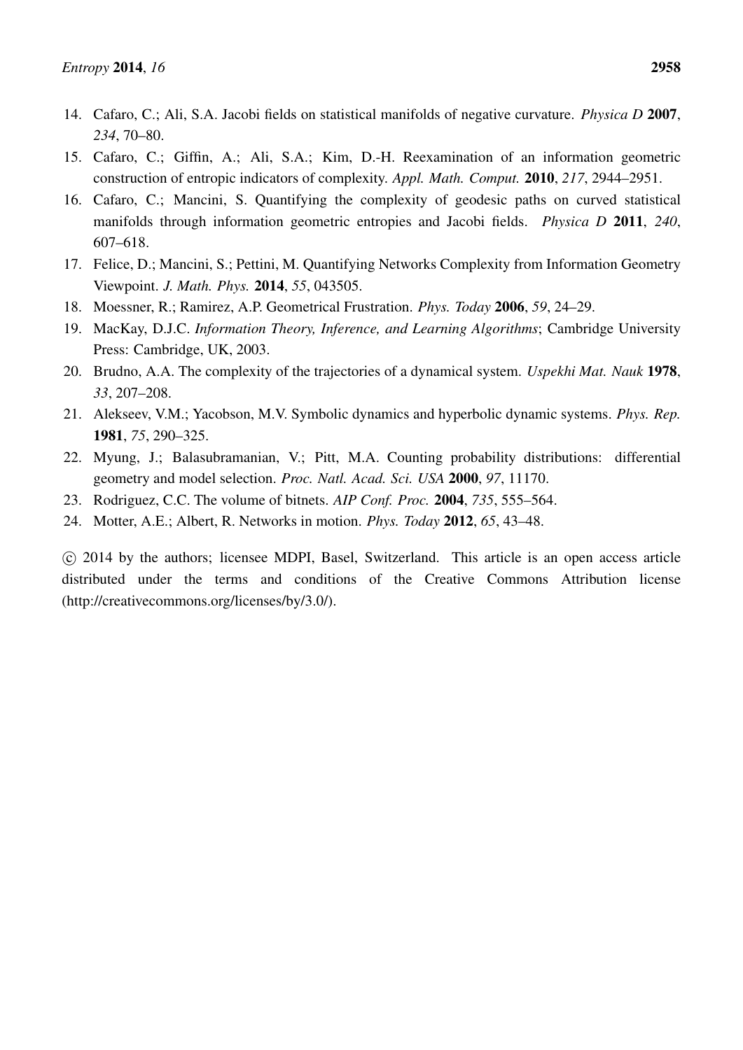14. Cafaro, C.; Ali, S.A. Jacobi fields on statistical manifolds of negative curvature. *Physica D* **2007**, *234*, 70–80.
15. Cafaro, C.; Giffin, A.; Ali, S.A.; Kim, D.-H. Reexamination of an information geometric construction of entropic indicators of complexity. *Appl. Math. Comput.* **2010**, *217*, 2944–2951.
16. Cafaro, C.; Mancini, S. Quantifying the complexity of geodesic paths on curved statistical manifolds through information geometric entropies and Jacobi fields. *Physica D* **2011**, *240*, 607–618.
17. Felice, D.; Mancini, S.; Pettini, M. Quantifying Networks Complexity from Information Geometry Viewpoint. *J. Math. Phys.* **2014**, *55*, 043505.
18. Moessner, R.; Ramirez, A.P. Geometrical Frustration. *Phys. Today* **2006**, *59*, 24–29.
19. MacKay, D.J.C. *Information Theory, Inference, and Learning Algorithms*; Cambridge University Press: Cambridge, UK, 2003.
20. Brudno, A.A. The complexity of the trajectories of a dynamical system. *Uspekhi Mat. Nauk* **1978**, *33*, 207–208.
21. Alekseev, V.M.; Yacobson, M.V. Symbolic dynamics and hyperbolic dynamic systems. *Phys. Rep.* **1981**, *75*, 290–325.
22. Myung, J.; Balasubramanian, V.; Pitt, M.A. Counting probability distributions: differential geometry and model selection. *Proc. Natl. Acad. Sci. USA* **2000**, *97*, 11170.
23. Rodriguez, C.C. The volume of bitnets. *AIP Conf. Proc.* **2004**, *735*, 555–564.
24. Motter, A.E.; Albert, R. Networks in motion. *Phys. Today* **2012**, *65*, 43–48.

© 2014 by the authors; licensee MDPI, Basel, Switzerland. This article is an open access article distributed under the terms and conditions of the Creative Commons Attribution license (http://creativecommons.org/licenses/by/3.0/).